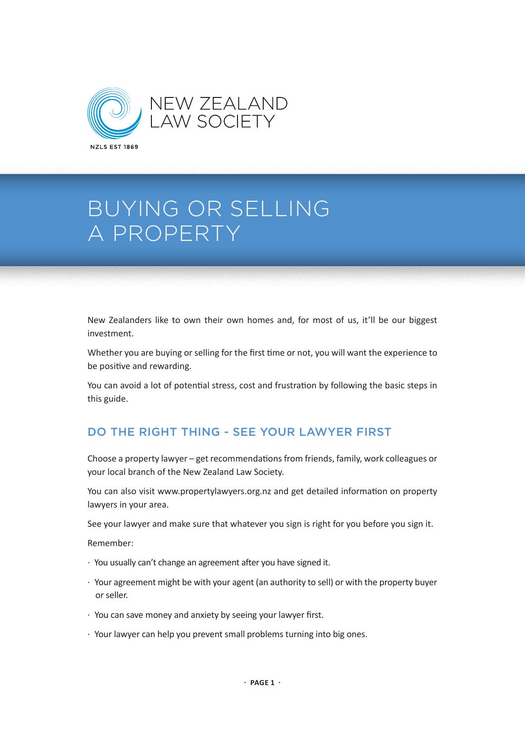NEW ZEALAND LAW SOCIETY

NZLS EST 1869

# BUYING OR SELLING A PROPERTY

New Zealanders like to own their own homes and, for most of us, it'll be our biggest investment.

Whether you are buying or selling for the first time or not, you will want the experience to be positive and rewarding.

You can avoid a lot of potential stress, cost and frustration by following the basic steps in this guide.

## DO THE RIGHT THING - SEE YOUR LAWYER FIRST

Choose a property lawyer – get recommendations from friends, family, work colleagues or your local branch of the New Zealand Law Society.

You can also visit www.propertylawyers.org.nz and get detailed information on property lawyers in your area.

See your lawyer and make sure that whatever you sign is right for you before you sign it.

Remember:

- You usually can't change an agreement after you have signed it.
- Your agreement might be with your agent (an authority to sell) or with the property buyer or seller.
- You can save money and anxiety by seeing your lawyer first.
- Your lawyer can help you prevent small problems turning into big ones.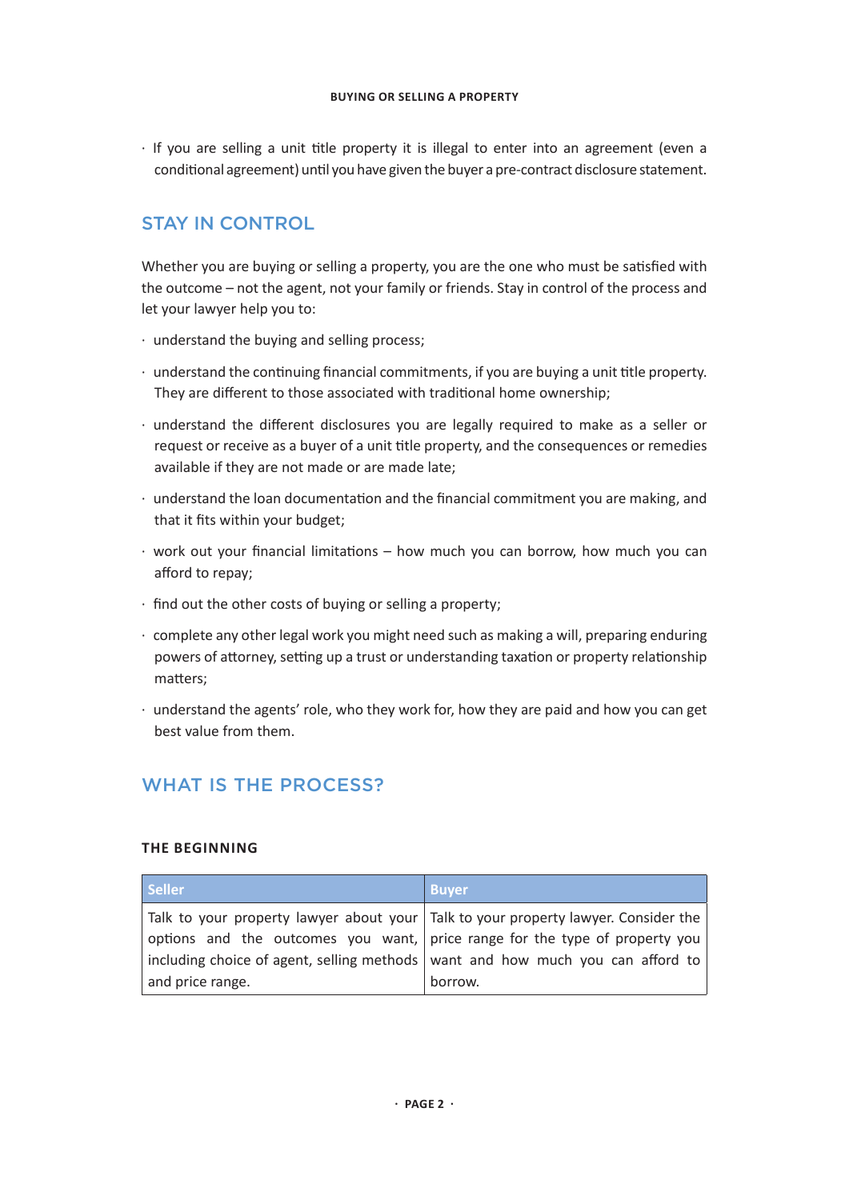- If you are selling a unit title property it is illegal to enter into an agreement (even a conditional agreement) until you have given the buyer a pre-contract disclosure statement.

## STAY IN CONTROL

Whether you are buying or selling a property, you are the one who must be satisfied with the outcome – not the agent, not your family or friends. Stay in control of the process and let your lawyer help you to:

- understand the buying and selling process;
- understand the continuing financial commitments, if you are buying a unit title property. They are different to those associated with traditional home ownership;
- understand the different disclosures you are legally required to make as a seller or request or receive as a buyer of a unit title property, and the consequences or remedies available if they are not made or are made late;
- understand the loan documentation and the financial commitment you are making, and that it fits within your budget;
- work out your financial limitations – how much you can borrow, how much you can afford to repay;
- find out the other costs of buying or selling a property;
- complete any other legal work you might need such as making a will, preparing enduring powers of attorney, setting up a trust or understanding taxation or property relationship matters;
- understand the agents' role, who they work for, how they are paid and how you can get best value from them.

## WHAT IS THE PROCESS?

### THE BEGINNING

| Seller | Buyer |
|---|---|
| Talk to your property lawyer about your options and the outcomes you want, including choice of agent, selling methods and price range. | Talk to your property lawyer. Consider the price range for the type of property you want and how much you can afford to borrow. |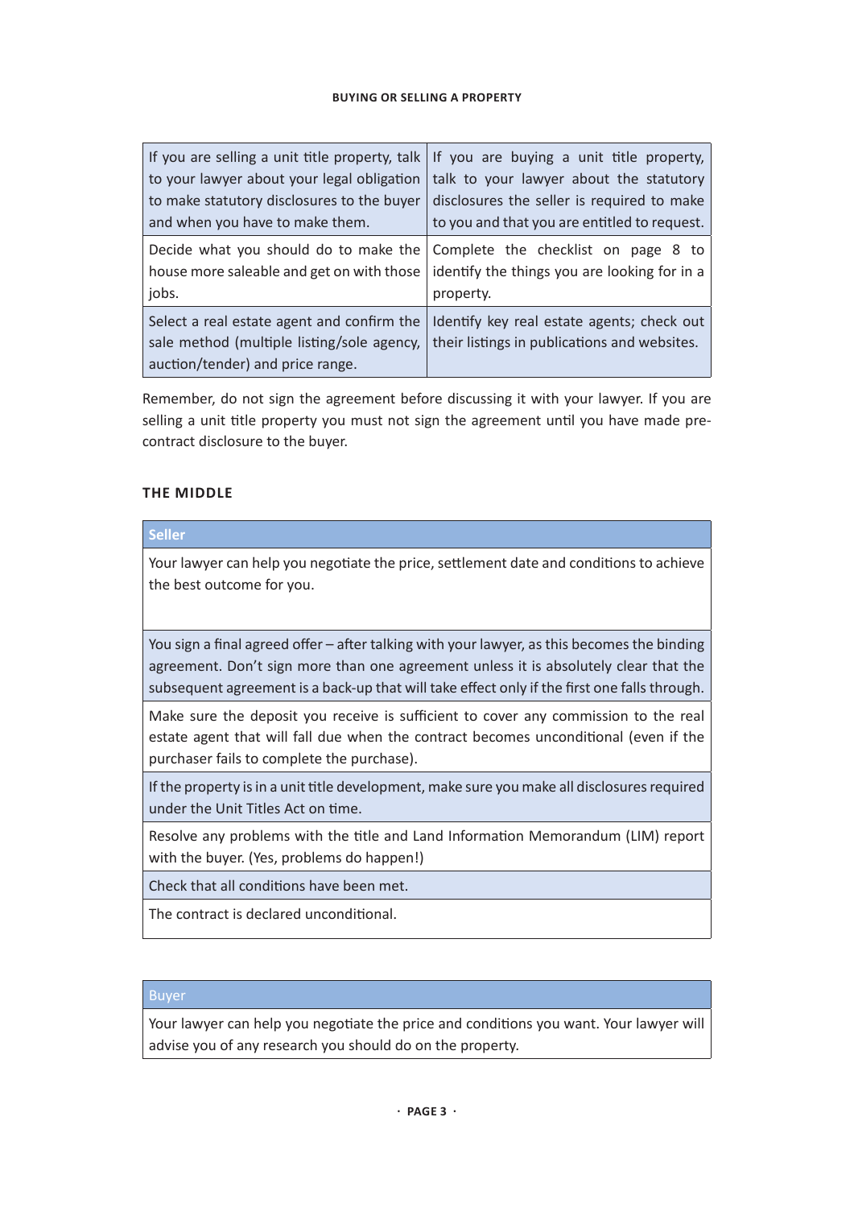| | |
|---|---|
| If you are selling a unit title property, talk to your lawyer about your legal obligation to make statutory disclosures to the buyer and when you have to make them. | If you are buying a unit title property, talk to your lawyer about the statutory disclosures the seller is required to make to you and that you are entitled to request. |
| Decide what you should do to make the house more saleable and get on with those jobs. | Complete the checklist on page 8 to identify the things you are looking for in a property. |
| Select a real estate agent and confirm the sale method (multiple listing/sole agency, auction/tender) and price range. | Identify key real estate agents; check out their listings in publications and websites. |

Remember, do not sign the agreement before discussing it with your lawyer. If you are selling a unit title property you must not sign the agreement until you have made pre-contract disclosure to the buyer.

## THE MIDDLE

| Seller |
|---|
| Your lawyer can help you negotiate the price, settlement date and conditions to achieve the best outcome for you. |
| You sign a final agreed offer – after talking with your lawyer, as this becomes the binding agreement. Don't sign more than one agreement unless it is absolutely clear that the subsequent agreement is a back-up that will take effect only if the first one falls through. |
| Make sure the deposit you receive is sufficient to cover any commission to the real estate agent that will fall due when the contract becomes unconditional (even if the purchaser fails to complete the purchase). |
| If the property is in a unit title development, make sure you make all disclosures required under the Unit Titles Act on time. |
| Resolve any problems with the title and Land Information Memorandum (LIM) report with the buyer. (Yes, problems do happen!) |
| Check that all conditions have been met. |
| The contract is declared unconditional. |

| Buyer |
|---|
| Your lawyer can help you negotiate the price and conditions you want. Your lawyer will advise you of any research you should do on the property. |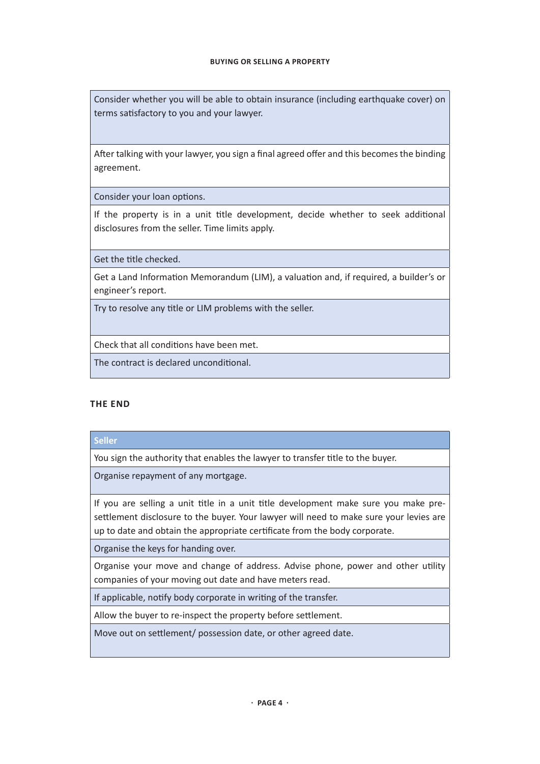| |
|---|
| Consider whether you will be able to obtain insurance (including earthquake cover) on terms satisfactory to you and your lawyer. |
| After talking with your lawyer, you sign a final agreed offer and this becomes the binding agreement. |
| Consider your loan options. |
| If the property is in a unit title development, decide whether to seek additional disclosures from the seller. Time limits apply. |
| Get the title checked. |
| Get a Land Information Memorandum (LIM), a valuation and, if required, a builder's or engineer's report. |
| Try to resolve any title or LIM problems with the seller. |
| Check that all conditions have been met. |
| The contract is declared unconditional. |

## THE END

| Seller |
|---|
| You sign the authority that enables the lawyer to transfer title to the buyer. |
| Organise repayment of any mortgage. |
| If you are selling a unit title in a unit title development make sure you make pre-settlement disclosure to the buyer. Your lawyer will need to make sure your levies are up to date and obtain the appropriate certificate from the body corporate. |
| Organise the keys for handing over. |
| Organise your move and change of address. Advise phone, power and other utility companies of your moving out date and have meters read. |
| If applicable, notify body corporate in writing of the transfer. |
| Allow the buyer to re-inspect the property before settlement. |
| Move out on settlement/ possession date, or other agreed date. |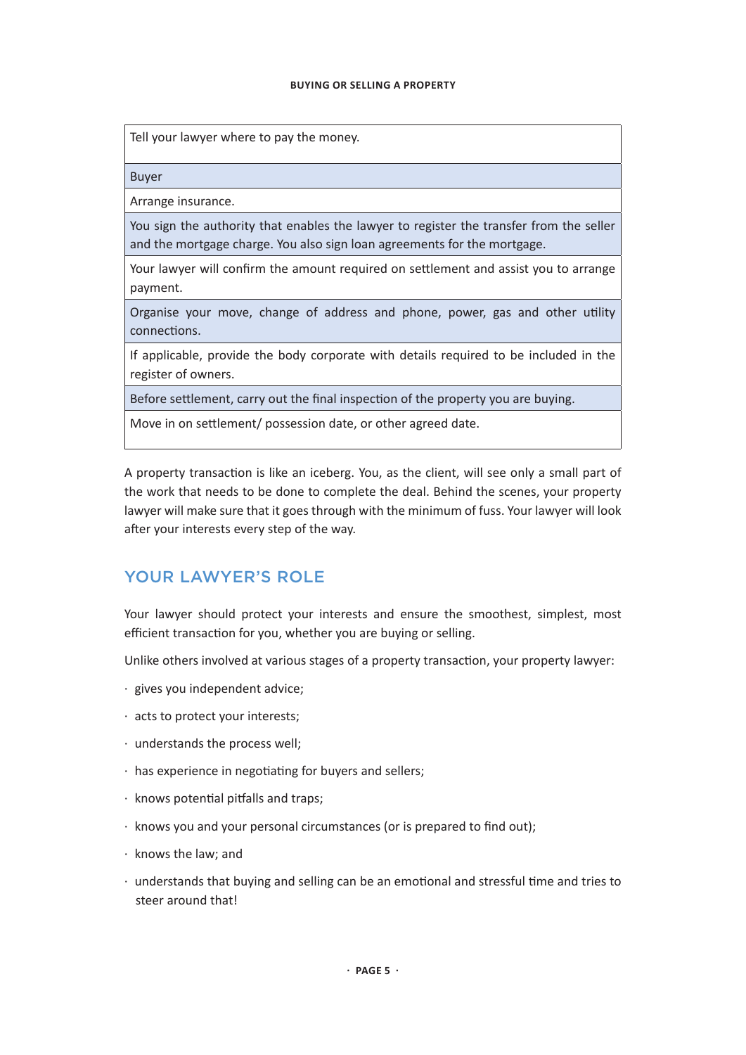| Tell your lawyer where to pay the money. |
|---|
| Buyer |
| Arrange insurance. |
| You sign the authority that enables the lawyer to register the transfer from the seller and the mortgage charge. You also sign loan agreements for the mortgage. |
| Your lawyer will confirm the amount required on settlement and assist you to arrange payment. |
| Organise your move, change of address and phone, power, gas and other utility connections. |
| If applicable, provide the body corporate with details required to be included in the register of owners. |
| Before settlement, carry out the final inspection of the property you are buying. |
| Move in on settlement/ possession date, or other agreed date. |

A property transaction is like an iceberg. You, as the client, will see only a small part of the work that needs to be done to complete the deal. Behind the scenes, your property lawyer will make sure that it goes through with the minimum of fuss. Your lawyer will look after your interests every step of the way.

## YOUR LAWYER'S ROLE

Your lawyer should protect your interests and ensure the smoothest, simplest, most efficient transaction for you, whether you are buying or selling.

Unlike others involved at various stages of a property transaction, your property lawyer:

- gives you independent advice;
- acts to protect your interests;
- understands the process well;
- has experience in negotiating for buyers and sellers;
- knows potential pitfalls and traps;
- knows you and your personal circumstances (or is prepared to find out);
- knows the law; and
- understands that buying and selling can be an emotional and stressful time and tries to steer around that!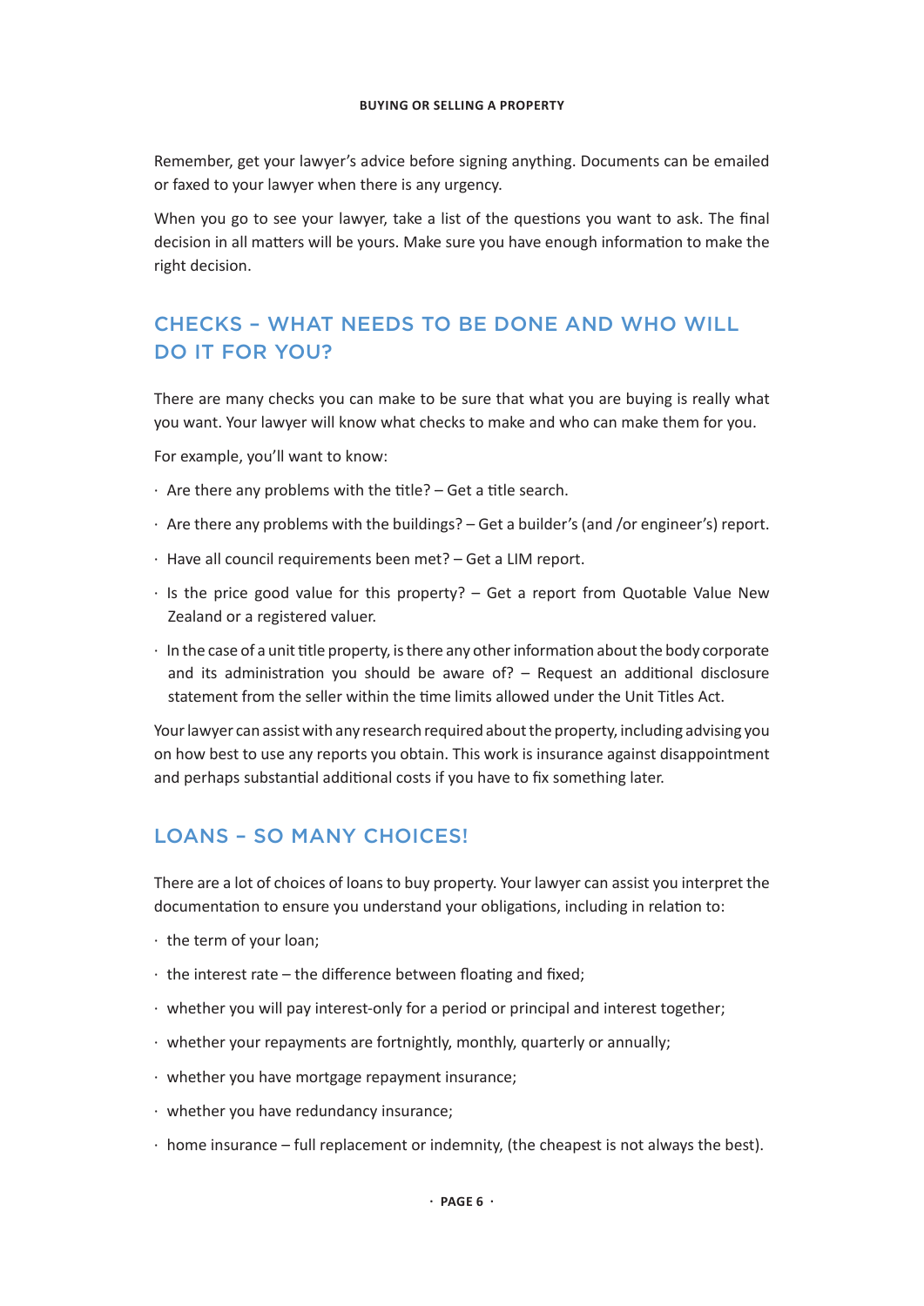Remember, get your lawyer's advice before signing anything. Documents can be emailed or faxed to your lawyer when there is any urgency.

When you go to see your lawyer, take a list of the questions you want to ask. The final decision in all matters will be yours. Make sure you have enough information to make the right decision.

## CHECKS – WHAT NEEDS TO BE DONE AND WHO WILL DO IT FOR YOU?

There are many checks you can make to be sure that what you are buying is really what you want. Your lawyer will know what checks to make and who can make them for you.

For example, you'll want to know:

- Are there any problems with the title? – Get a title search.
- Are there any problems with the buildings? – Get a builder's (and /or engineer's) report.
- Have all council requirements been met? – Get a LIM report.
- Is the price good value for this property? – Get a report from Quotable Value New Zealand or a registered valuer.
- In the case of a unit title property, is there any other information about the body corporate and its administration you should be aware of? – Request an additional disclosure statement from the seller within the time limits allowed under the Unit Titles Act.

Your lawyer can assist with any research required about the property, including advising you on how best to use any reports you obtain. This work is insurance against disappointment and perhaps substantial additional costs if you have to fix something later.

## LOANS – SO MANY CHOICES!

There are a lot of choices of loans to buy property. Your lawyer can assist you interpret the documentation to ensure you understand your obligations, including in relation to:

- the term of your loan;
- the interest rate – the difference between floating and fixed;
- whether you will pay interest-only for a period or principal and interest together;
- whether your repayments are fortnightly, monthly, quarterly or annually;
- whether you have mortgage repayment insurance;
- whether you have redundancy insurance;
- home insurance – full replacement or indemnity, (the cheapest is not always the best).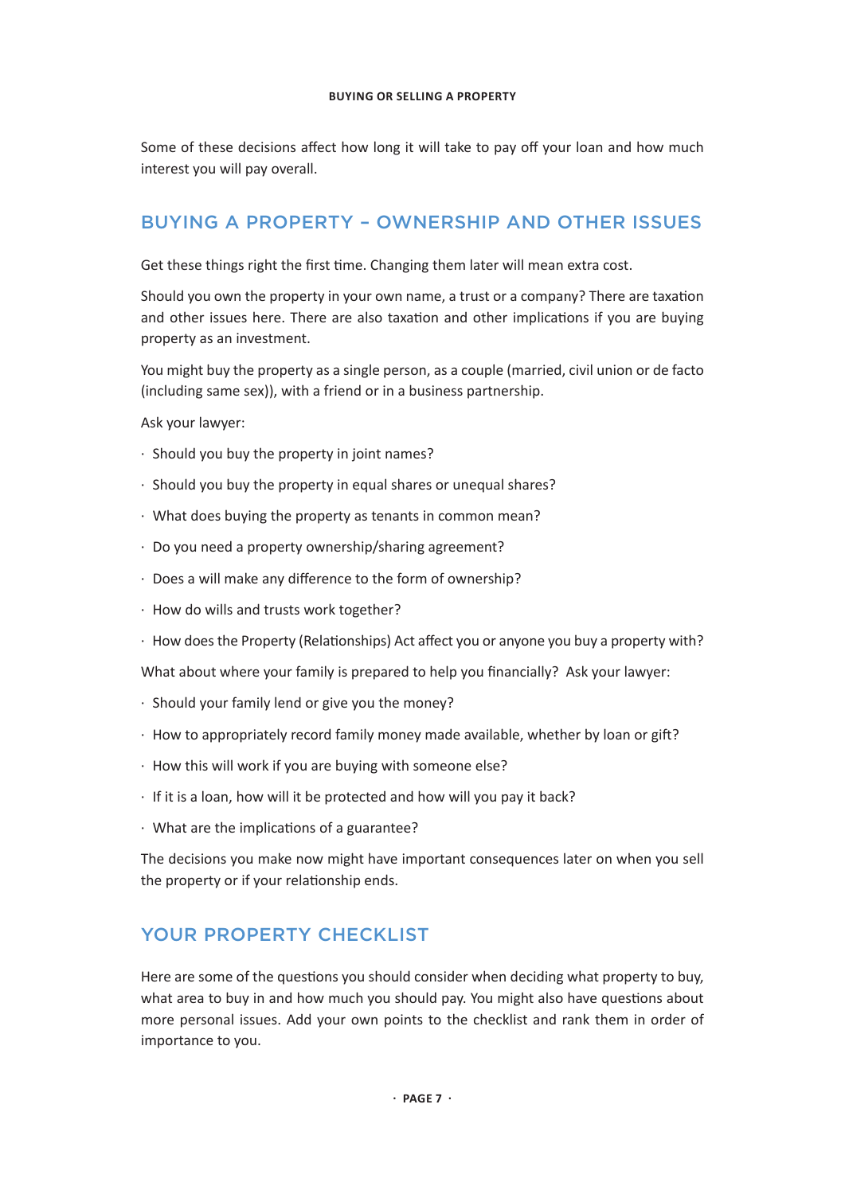Some of these decisions affect how long it will take to pay off your loan and how much interest you will pay overall.

## BUYING A PROPERTY – OWNERSHIP AND OTHER ISSUES

Get these things right the first time. Changing them later will mean extra cost.

Should you own the property in your own name, a trust or a company? There are taxation and other issues here. There are also taxation and other implications if you are buying property as an investment.

You might buy the property as a single person, as a couple (married, civil union or de facto (including same sex)), with a friend or in a business partnership.

Ask your lawyer:

- Should you buy the property in joint names?
- Should you buy the property in equal shares or unequal shares?
- What does buying the property as tenants in common mean?
- Do you need a property ownership/sharing agreement?
- Does a will make any difference to the form of ownership?
- How do wills and trusts work together?
- How does the Property (Relationships) Act affect you or anyone you buy a property with?

What about where your family is prepared to help you financially? Ask your lawyer:

- Should your family lend or give you the money?
- How to appropriately record family money made available, whether by loan or gift?
- How this will work if you are buying with someone else?
- If it is a loan, how will it be protected and how will you pay it back?
- What are the implications of a guarantee?

The decisions you make now might have important consequences later on when you sell the property or if your relationship ends.

## YOUR PROPERTY CHECKLIST

Here are some of the questions you should consider when deciding what property to buy, what area to buy in and how much you should pay. You might also have questions about more personal issues. Add your own points to the checklist and rank them in order of importance to you.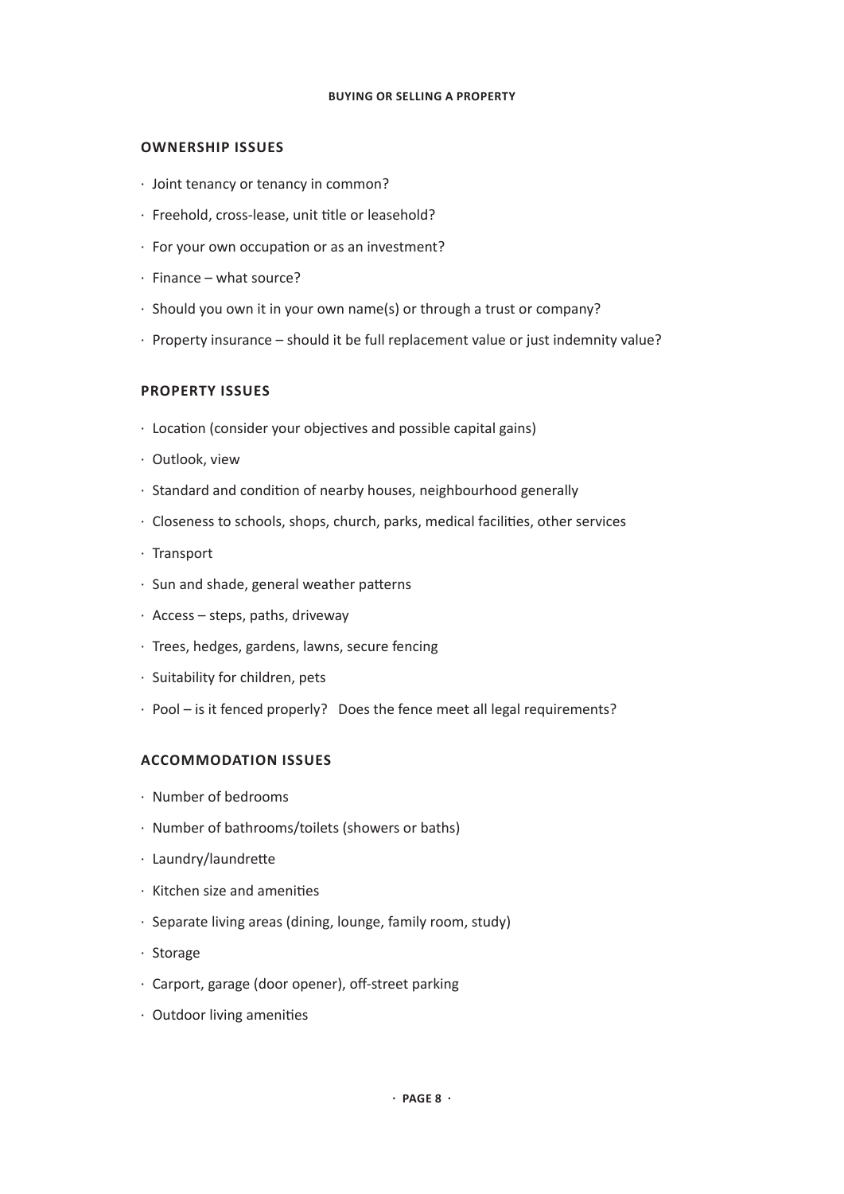## OWNERSHIP ISSUES

- Joint tenancy or tenancy in common?
- Freehold, cross-lease, unit title or leasehold?
- For your own occupation or as an investment?
- Finance – what source?
- Should you own it in your own name(s) or through a trust or company?
- Property insurance – should it be full replacement value or just indemnity value?

## PROPERTY ISSUES

- Location (consider your objectives and possible capital gains)
- Outlook, view
- Standard and condition of nearby houses, neighbourhood generally
- Closeness to schools, shops, church, parks, medical facilities, other services
- Transport
- Sun and shade, general weather patterns
- Access – steps, paths, driveway
- Trees, hedges, gardens, lawns, secure fencing
- Suitability for children, pets
- Pool – is it fenced properly? Does the fence meet all legal requirements?

## ACCOMMODATION ISSUES

- Number of bedrooms
- Number of bathrooms/toilets (showers or baths)
- Laundry/laundrette
- Kitchen size and amenities
- Separate living areas (dining, lounge, family room, study)
- Storage
- Carport, garage (door opener), off-street parking
- Outdoor living amenities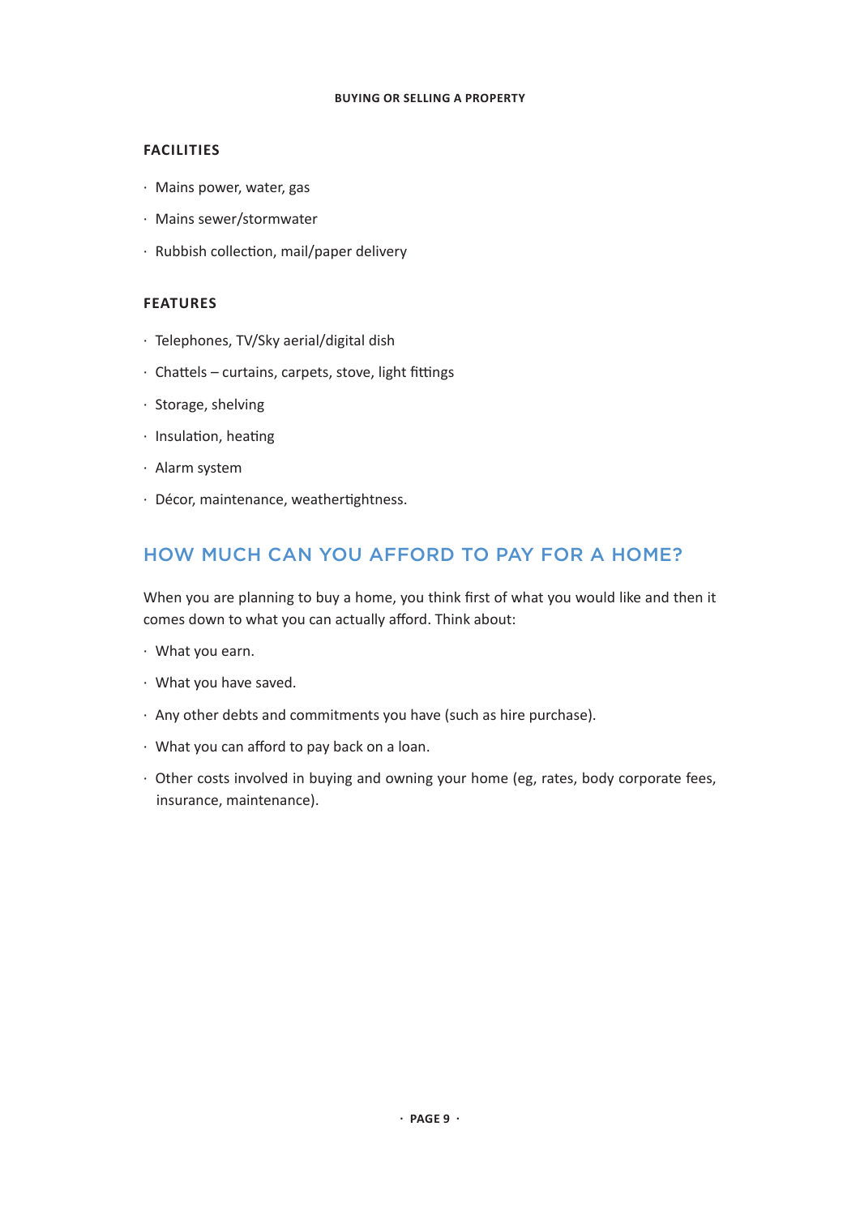### FACILITIES

- Mains power, water, gas
- Mains sewer/stormwater
- Rubbish collection, mail/paper delivery

### FEATURES

- Telephones, TV/Sky aerial/digital dish
- Chattels – curtains, carpets, stove, light fittings
- Storage, shelving
- Insulation, heating
- Alarm system
- Décor, maintenance, weathertightness.

## HOW MUCH CAN YOU AFFORD TO PAY FOR A HOME?

When you are planning to buy a home, you think first of what you would like and then it comes down to what you can actually afford. Think about:

- What you earn.
- What you have saved.
- Any other debts and commitments you have (such as hire purchase).
- What you can afford to pay back on a loan.
- Other costs involved in buying and owning your home (eg, rates, body corporate fees, insurance, maintenance).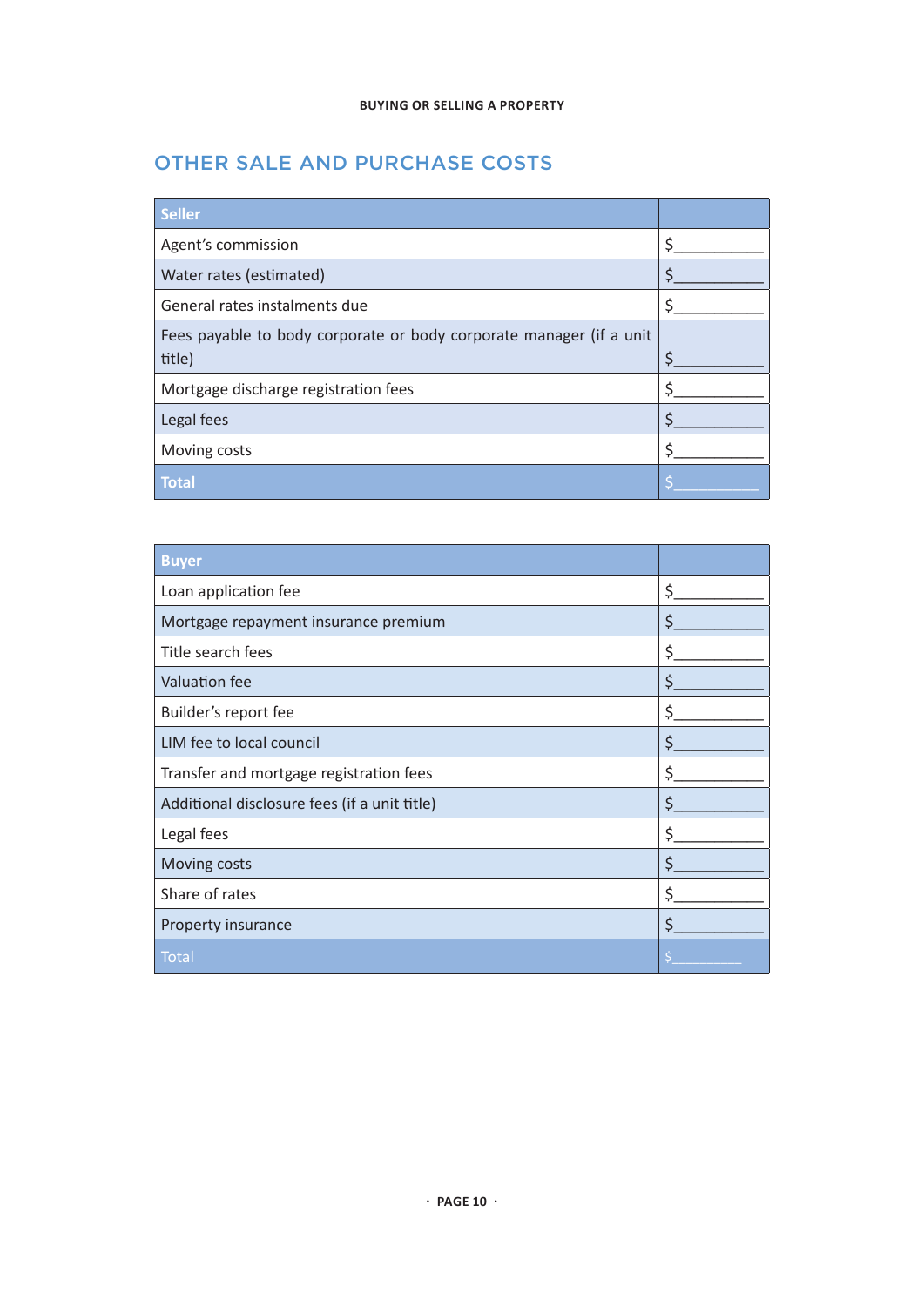## OTHER SALE AND PURCHASE COSTS

| Seller | |
|---|---|
| Agent's commission | $__________ |
| Water rates (estimated) | $__________ |
| General rates instalments due | $__________ |
| Fees payable to body corporate or body corporate manager (if a unit title) | $__________ |
| Mortgage discharge registration fees | $__________ |
| Legal fees | $__________ |
| Moving costs | $__________ |
| **Total** | $__________ |

| Buyer | |
|---|---|
| Loan application fee | $__________ |
| Mortgage repayment insurance premium | $__________ |
| Title search fees | $__________ |
| Valuation fee | $__________ |
| Builder's report fee | $__________ |
| LIM fee to local council | $__________ |
| Transfer and mortgage registration fees | $__________ |
| Additional disclosure fees (if a unit title) | $__________ |
| Legal fees | $__________ |
| Moving costs | $__________ |
| Share of rates | $__________ |
| Property insurance | $__________ |
| Total | $__________ |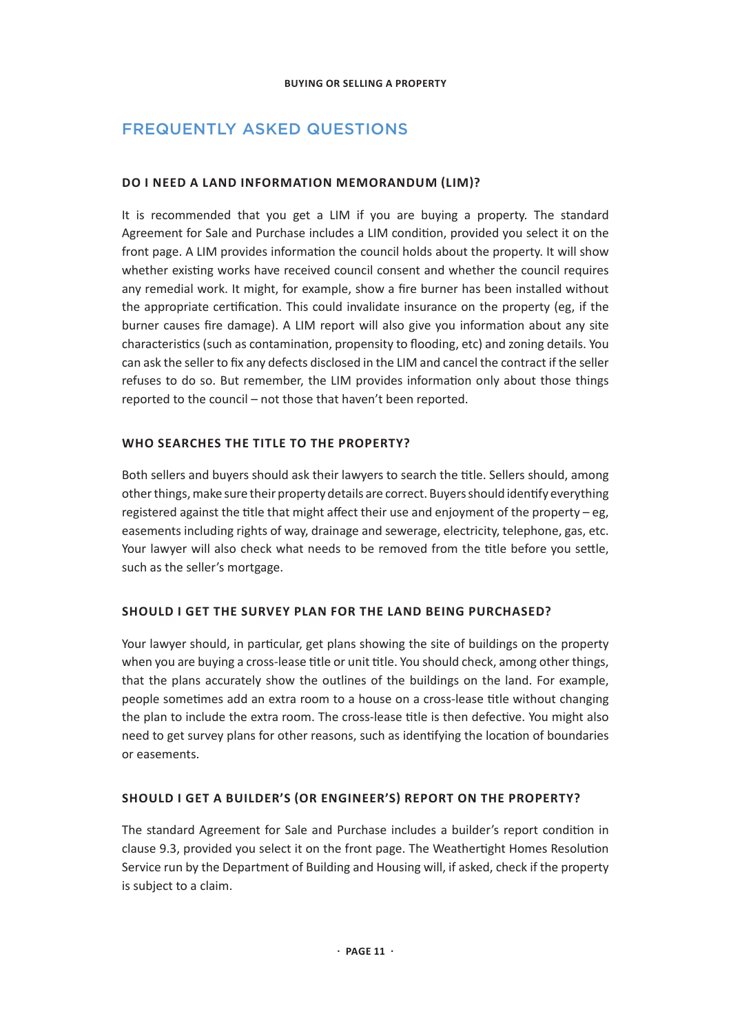## FREQUENTLY ASKED QUESTIONS

### DO I NEED A LAND INFORMATION MEMORANDUM (LIM)?

It is recommended that you get a LIM if you are buying a property. The standard Agreement for Sale and Purchase includes a LIM condition, provided you select it on the front page. A LIM provides information the council holds about the property. It will show whether existing works have received council consent and whether the council requires any remedial work. It might, for example, show a fire burner has been installed without the appropriate certification. This could invalidate insurance on the property (eg, if the burner causes fire damage). A LIM report will also give you information about any site characteristics (such as contamination, propensity to flooding, etc) and zoning details. You can ask the seller to fix any defects disclosed in the LIM and cancel the contract if the seller refuses to do so. But remember, the LIM provides information only about those things reported to the council – not those that haven't been reported.

### WHO SEARCHES THE TITLE TO THE PROPERTY?

Both sellers and buyers should ask their lawyers to search the title. Sellers should, among other things, make sure their property details are correct. Buyers should identify everything registered against the title that might affect their use and enjoyment of the property – eg, easements including rights of way, drainage and sewerage, electricity, telephone, gas, etc. Your lawyer will also check what needs to be removed from the title before you settle, such as the seller's mortgage.

### SHOULD I GET THE SURVEY PLAN FOR THE LAND BEING PURCHASED?

Your lawyer should, in particular, get plans showing the site of buildings on the property when you are buying a cross-lease title or unit title. You should check, among other things, that the plans accurately show the outlines of the buildings on the land. For example, people sometimes add an extra room to a house on a cross-lease title without changing the plan to include the extra room. The cross-lease title is then defective. You might also need to get survey plans for other reasons, such as identifying the location of boundaries or easements.

### SHOULD I GET A BUILDER'S (OR ENGINEER'S) REPORT ON THE PROPERTY?

The standard Agreement for Sale and Purchase includes a builder's report condition in clause 9.3, provided you select it on the front page. The Weathertight Homes Resolution Service run by the Department of Building and Housing will, if asked, check if the property is subject to a claim.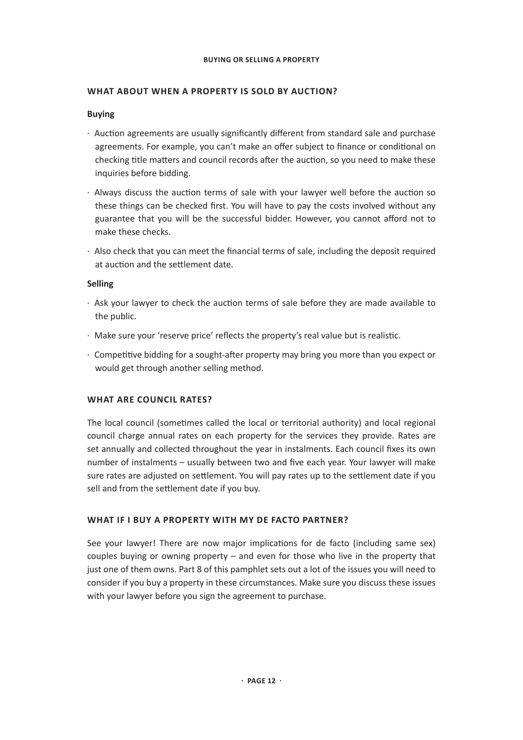## WHAT ABOUT WHEN A PROPERTY IS SOLD BY AUCTION?

### Buying

- Auction agreements are usually significantly different from standard sale and purchase agreements. For example, you can't make an offer subject to finance or conditional on checking title matters and council records after the auction, so you need to make these inquiries before bidding.
- Always discuss the auction terms of sale with your lawyer well before the auction so these things can be checked first. You will have to pay the costs involved without any guarantee that you will be the successful bidder. However, you cannot afford not to make these checks.
- Also check that you can meet the financial terms of sale, including the deposit required at auction and the settlement date.

### Selling

- Ask your lawyer to check the auction terms of sale before they are made available to the public.
- Make sure your 'reserve price' reflects the property's real value but is realistic.
- Competitive bidding for a sought-after property may bring you more than you expect or would get through another selling method.

## WHAT ARE COUNCIL RATES?

The local council (sometimes called the local or territorial authority) and local regional council charge annual rates on each property for the services they provide. Rates are set annually and collected throughout the year in instalments. Each council fixes its own number of instalments – usually between two and five each year. Your lawyer will make sure rates are adjusted on settlement. You will pay rates up to the settlement date if you sell and from the settlement date if you buy.

## WHAT IF I BUY A PROPERTY WITH MY DE FACTO PARTNER?

See your lawyer! There are now major implications for de facto (including same sex) couples buying or owning property – and even for those who live in the property that just one of them owns. Part 8 of this pamphlet sets out a lot of the issues you will need to consider if you buy a property in these circumstances. Make sure you discuss these issues with your lawyer before you sign the agreement to purchase.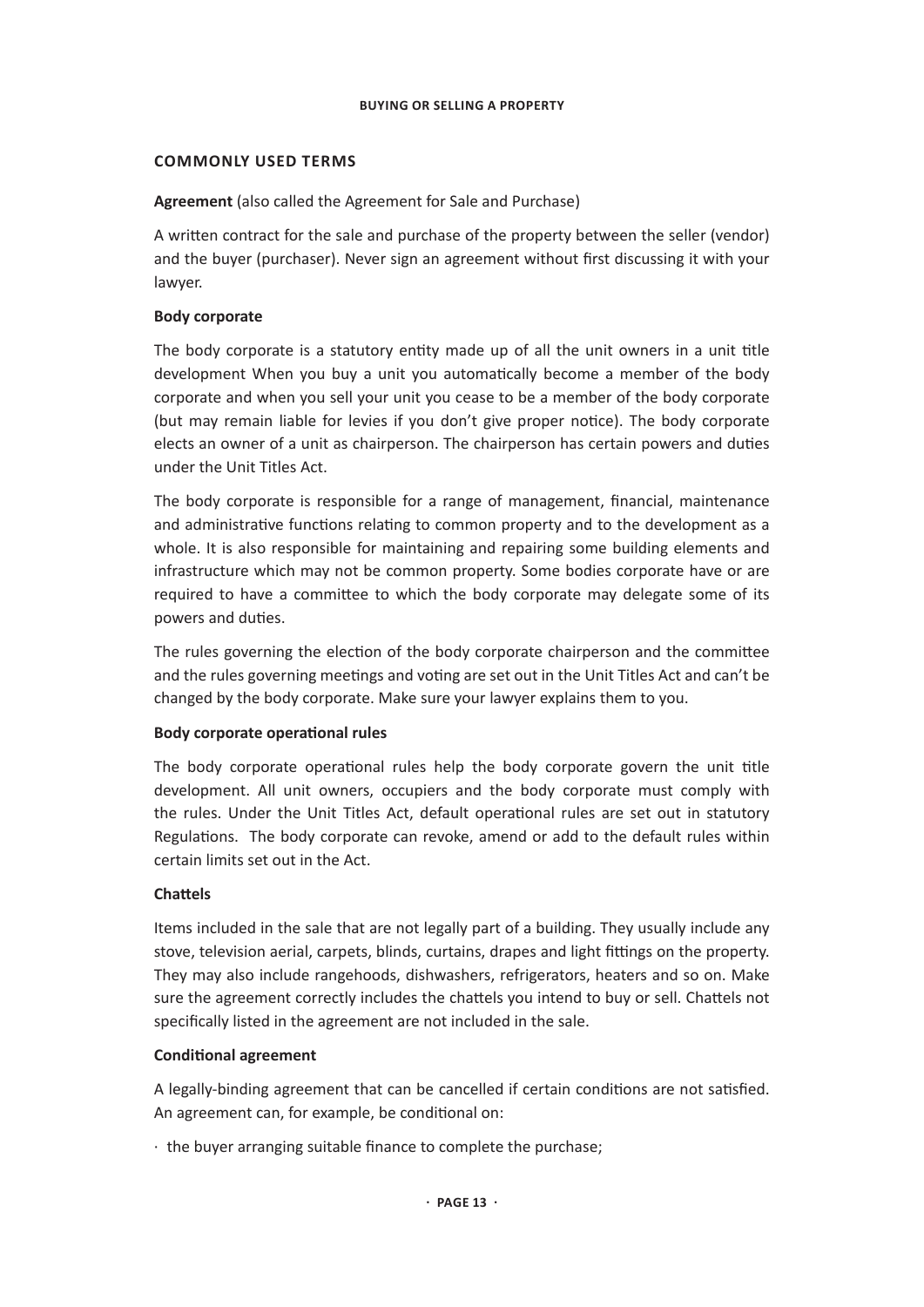## COMMONLY USED TERMS

**Agreement** (also called the Agreement for Sale and Purchase)

A written contract for the sale and purchase of the property between the seller (vendor) and the buyer (purchaser). Never sign an agreement without first discussing it with your lawyer.

**Body corporate**

The body corporate is a statutory entity made up of all the unit owners in a unit title development When you buy a unit you automatically become a member of the body corporate and when you sell your unit you cease to be a member of the body corporate (but may remain liable for levies if you don't give proper notice). The body corporate elects an owner of a unit as chairperson. The chairperson has certain powers and duties under the Unit Titles Act.

The body corporate is responsible for a range of management, financial, maintenance and administrative functions relating to common property and to the development as a whole. It is also responsible for maintaining and repairing some building elements and infrastructure which may not be common property. Some bodies corporate have or are required to have a committee to which the body corporate may delegate some of its powers and duties.

The rules governing the election of the body corporate chairperson and the committee and the rules governing meetings and voting are set out in the Unit Titles Act and can't be changed by the body corporate. Make sure your lawyer explains them to you.

**Body corporate operational rules**

The body corporate operational rules help the body corporate govern the unit title development. All unit owners, occupiers and the body corporate must comply with the rules. Under the Unit Titles Act, default operational rules are set out in statutory Regulations. The body corporate can revoke, amend or add to the default rules within certain limits set out in the Act.

**Chattels**

Items included in the sale that are not legally part of a building. They usually include any stove, television aerial, carpets, blinds, curtains, drapes and light fittings on the property. They may also include rangehoods, dishwashers, refrigerators, heaters and so on. Make sure the agreement correctly includes the chattels you intend to buy or sell. Chattels not specifically listed in the agreement are not included in the sale.

**Conditional agreement**

A legally-binding agreement that can be cancelled if certain conditions are not satisfied. An agreement can, for example, be conditional on:

- the buyer arranging suitable finance to complete the purchase;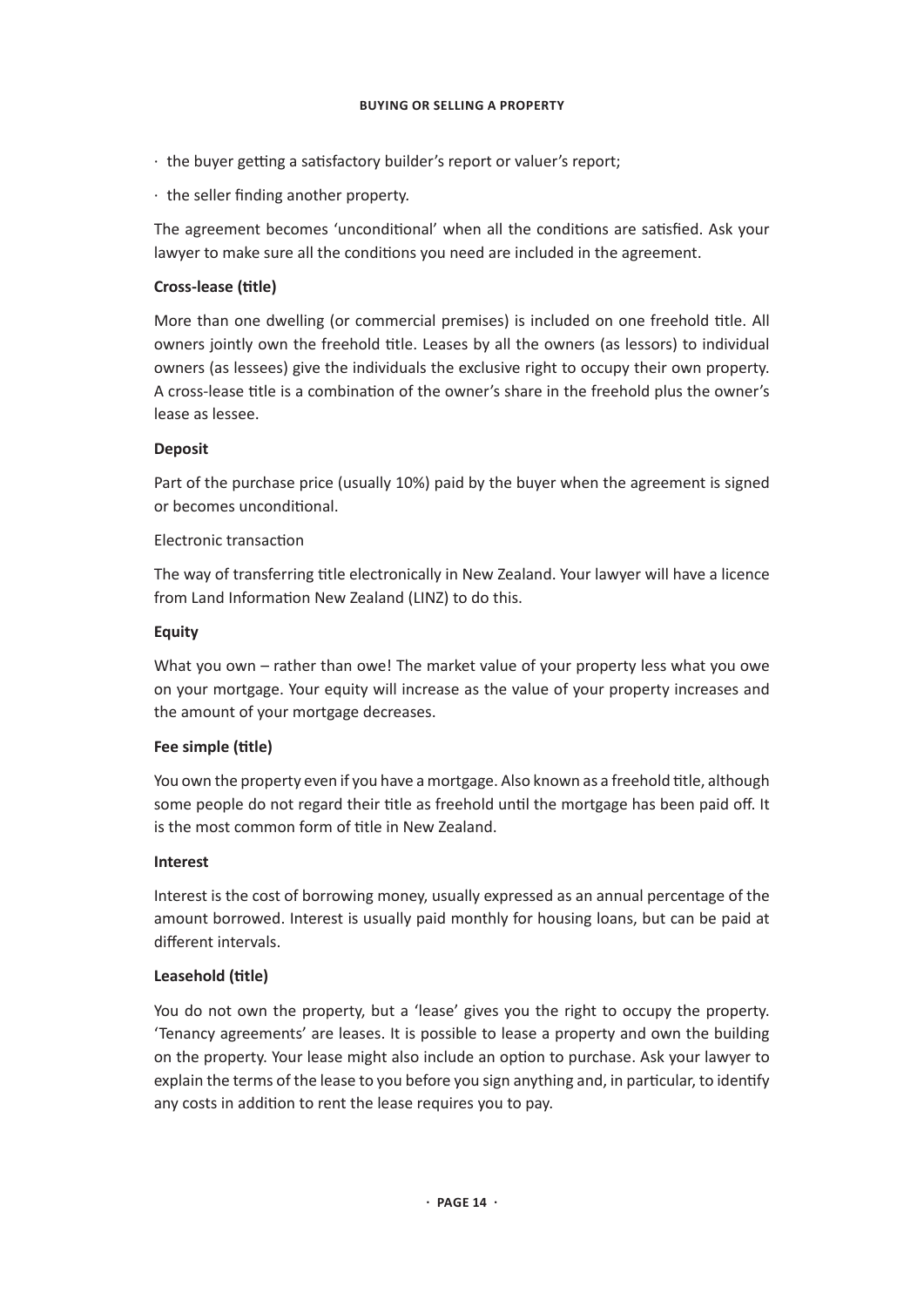- the buyer getting a satisfactory builder's report or valuer's report;
- the seller finding another property.

The agreement becomes 'unconditional' when all the conditions are satisfied. Ask your lawyer to make sure all the conditions you need are included in the agreement.

**Cross-lease (title)**

More than one dwelling (or commercial premises) is included on one freehold title. All owners jointly own the freehold title. Leases by all the owners (as lessors) to individual owners (as lessees) give the individuals the exclusive right to occupy their own property. A cross-lease title is a combination of the owner's share in the freehold plus the owner's lease as lessee.

**Deposit**

Part of the purchase price (usually 10%) paid by the buyer when the agreement is signed or becomes unconditional.

Electronic transaction

The way of transferring title electronically in New Zealand. Your lawyer will have a licence from Land Information New Zealand (LINZ) to do this.

**Equity**

What you own – rather than owe! The market value of your property less what you owe on your mortgage. Your equity will increase as the value of your property increases and the amount of your mortgage decreases.

**Fee simple (title)**

You own the property even if you have a mortgage. Also known as a freehold title, although some people do not regard their title as freehold until the mortgage has been paid off. It is the most common form of title in New Zealand.

**Interest**

Interest is the cost of borrowing money, usually expressed as an annual percentage of the amount borrowed. Interest is usually paid monthly for housing loans, but can be paid at different intervals.

**Leasehold (title)**

You do not own the property, but a 'lease' gives you the right to occupy the property. 'Tenancy agreements' are leases. It is possible to lease a property and own the building on the property. Your lease might also include an option to purchase. Ask your lawyer to explain the terms of the lease to you before you sign anything and, in particular, to identify any costs in addition to rent the lease requires you to pay.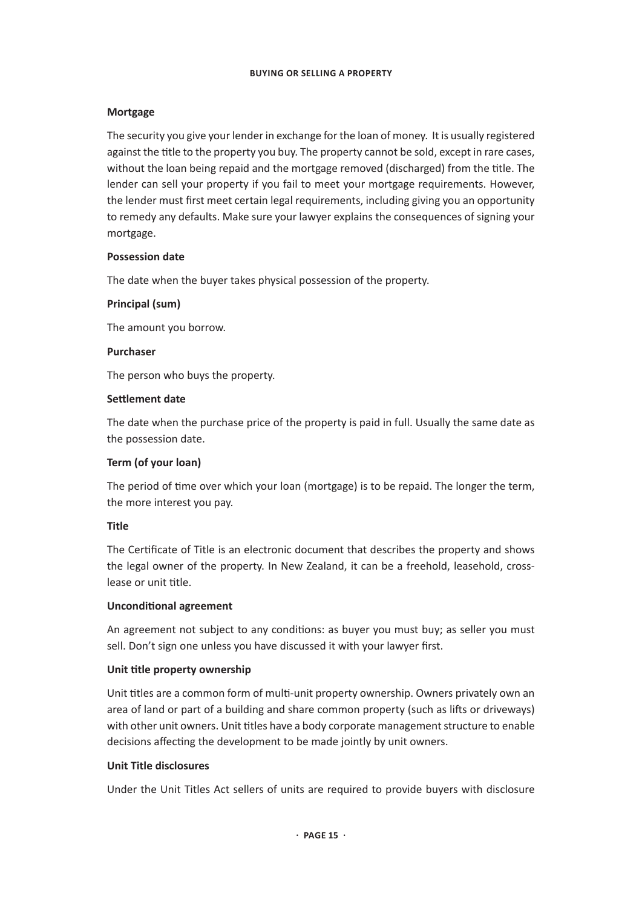**Mortgage**

The security you give your lender in exchange for the loan of money. It is usually registered against the title to the property you buy. The property cannot be sold, except in rare cases, without the loan being repaid and the mortgage removed (discharged) from the title. The lender can sell your property if you fail to meet your mortgage requirements. However, the lender must first meet certain legal requirements, including giving you an opportunity to remedy any defaults. Make sure your lawyer explains the consequences of signing your mortgage.

**Possession date**

The date when the buyer takes physical possession of the property.

**Principal (sum)**

The amount you borrow.

**Purchaser**

The person who buys the property.

**Settlement date**

The date when the purchase price of the property is paid in full. Usually the same date as the possession date.

**Term (of your loan)**

The period of time over which your loan (mortgage) is to be repaid. The longer the term, the more interest you pay.

**Title**

The Certificate of Title is an electronic document that describes the property and shows the legal owner of the property. In New Zealand, it can be a freehold, leasehold, cross-lease or unit title.

**Unconditional agreement**

An agreement not subject to any conditions: as buyer you must buy; as seller you must sell. Don't sign one unless you have discussed it with your lawyer first.

**Unit title property ownership**

Unit titles are a common form of multi-unit property ownership. Owners privately own an area of land or part of a building and share common property (such as lifts or driveways) with other unit owners. Unit titles have a body corporate management structure to enable decisions affecting the development to be made jointly by unit owners.

**Unit Title disclosures**

Under the Unit Titles Act sellers of units are required to provide buyers with disclosure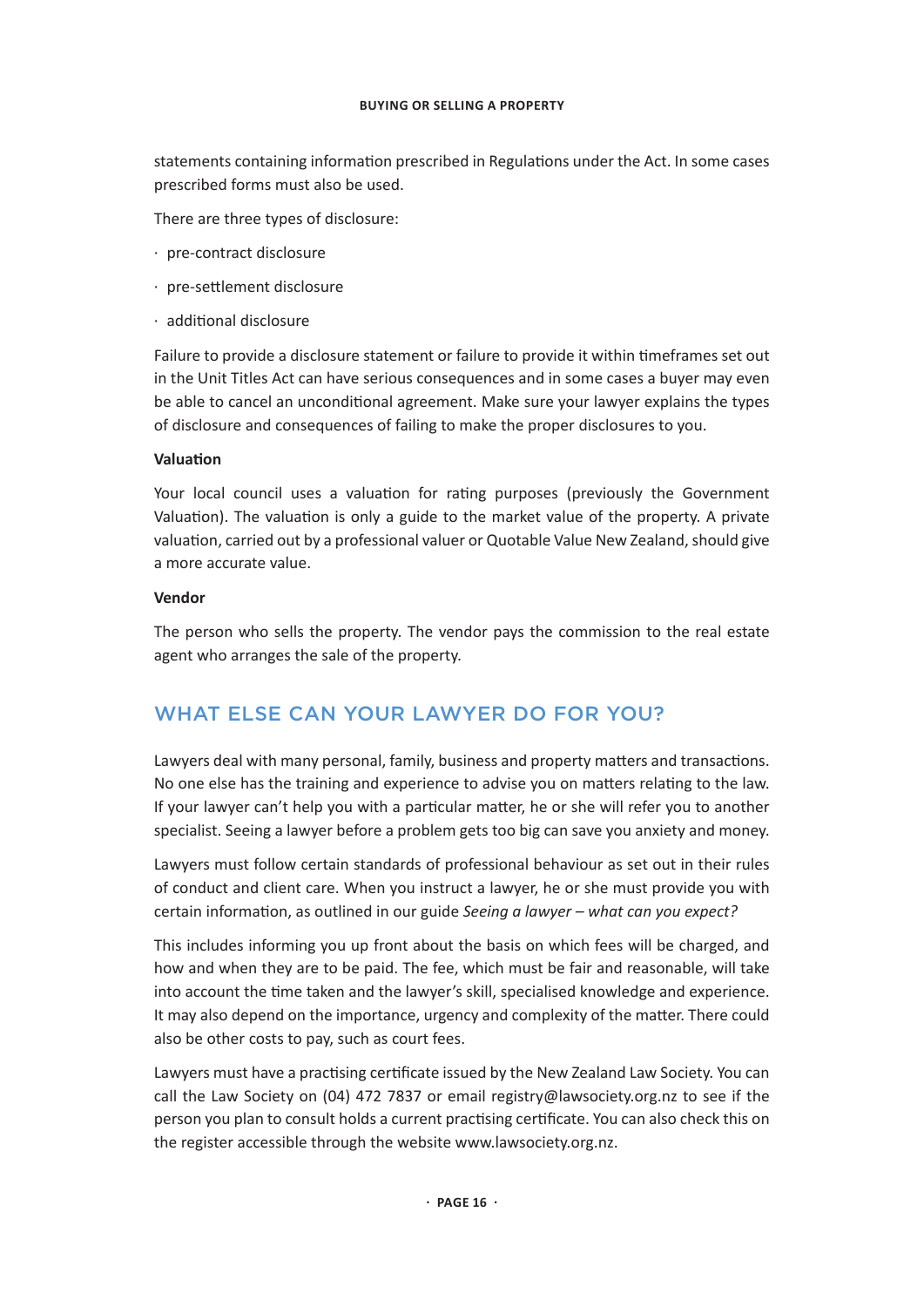statements containing information prescribed in Regulations under the Act. In some cases prescribed forms must also be used.

There are three types of disclosure:

- pre-contract disclosure
- pre-settlement disclosure
- additional disclosure

Failure to provide a disclosure statement or failure to provide it within timeframes set out in the Unit Titles Act can have serious consequences and in some cases a buyer may even be able to cancel an unconditional agreement. Make sure your lawyer explains the types of disclosure and consequences of failing to make the proper disclosures to you.

**Valuation**

Your local council uses a valuation for rating purposes (previously the Government Valuation). The valuation is only a guide to the market value of the property. A private valuation, carried out by a professional valuer or Quotable Value New Zealand, should give a more accurate value.

**Vendor**

The person who sells the property. The vendor pays the commission to the real estate agent who arranges the sale of the property.

## WHAT ELSE CAN YOUR LAWYER DO FOR YOU?

Lawyers deal with many personal, family, business and property matters and transactions. No one else has the training and experience to advise you on matters relating to the law. If your lawyer can't help you with a particular matter, he or she will refer you to another specialist. Seeing a lawyer before a problem gets too big can save you anxiety and money.

Lawyers must follow certain standards of professional behaviour as set out in their rules of conduct and client care. When you instruct a lawyer, he or she must provide you with certain information, as outlined in our guide *Seeing a lawyer – what can you expect?*

This includes informing you up front about the basis on which fees will be charged, and how and when they are to be paid. The fee, which must be fair and reasonable, will take into account the time taken and the lawyer's skill, specialised knowledge and experience. It may also depend on the importance, urgency and complexity of the matter. There could also be other costs to pay, such as court fees.

Lawyers must have a practising certificate issued by the New Zealand Law Society. You can call the Law Society on (04) 472 7837 or email registry@lawsociety.org.nz to see if the person you plan to consult holds a current practising certificate. You can also check this on the register accessible through the website www.lawsociety.org.nz.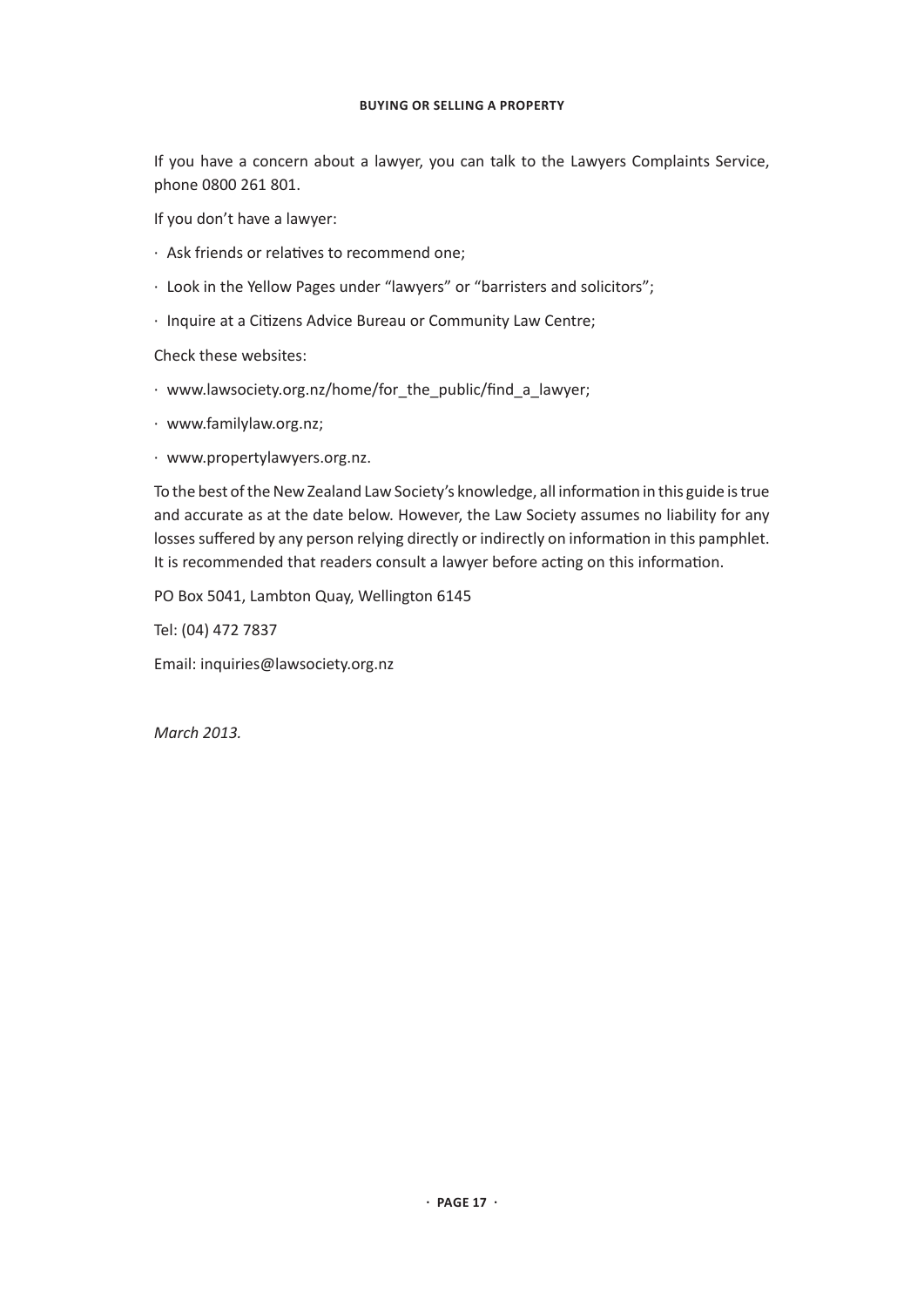If you have a concern about a lawyer, you can talk to the Lawyers Complaints Service, phone 0800 261 801.

If you don't have a lawyer:

- Ask friends or relatives to recommend one;
- Look in the Yellow Pages under "lawyers" or "barristers and solicitors";
- Inquire at a Citizens Advice Bureau or Community Law Centre;

Check these websites:

- www.lawsociety.org.nz/home/for_the_public/find_a_lawyer;
- www.familylaw.org.nz;
- www.propertylawyers.org.nz.

To the best of the New Zealand Law Society's knowledge, all information in this guide is true and accurate as at the date below. However, the Law Society assumes no liability for any losses suffered by any person relying directly or indirectly on information in this pamphlet. It is recommended that readers consult a lawyer before acting on this information.

PO Box 5041, Lambton Quay, Wellington 6145

Tel: (04) 472 7837

Email: inquiries@lawsociety.org.nz

*March 2013.*